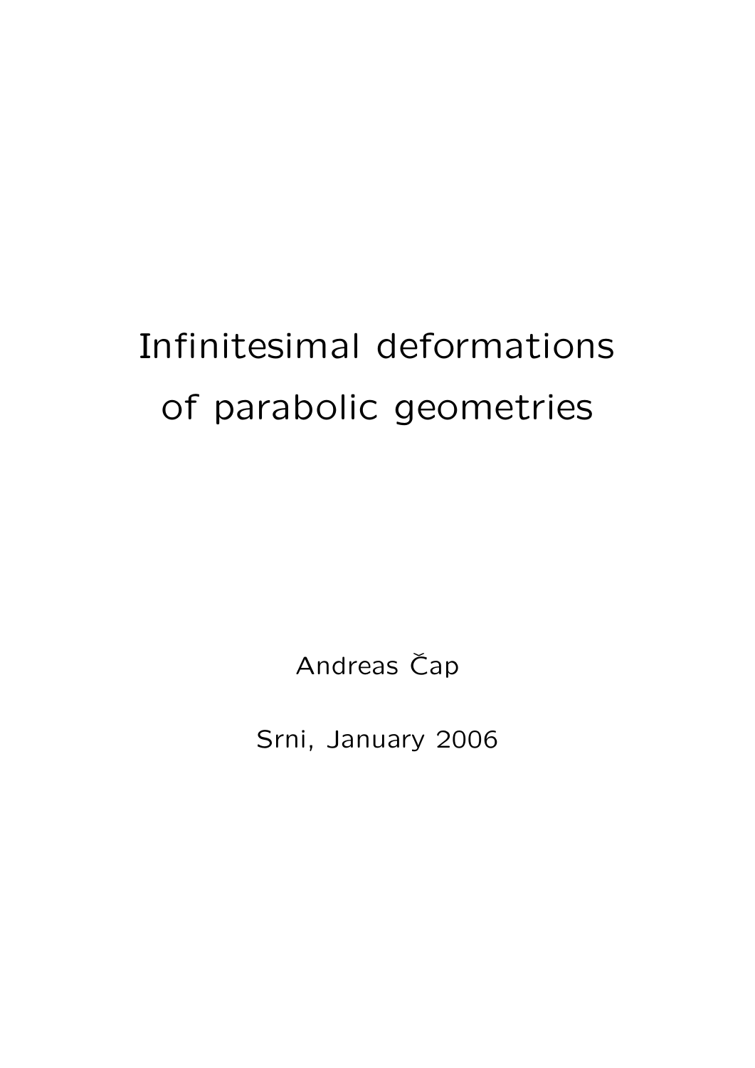# Infinitesimal deformations of parabolic geometries

Andreas Čap

Srni, January 2006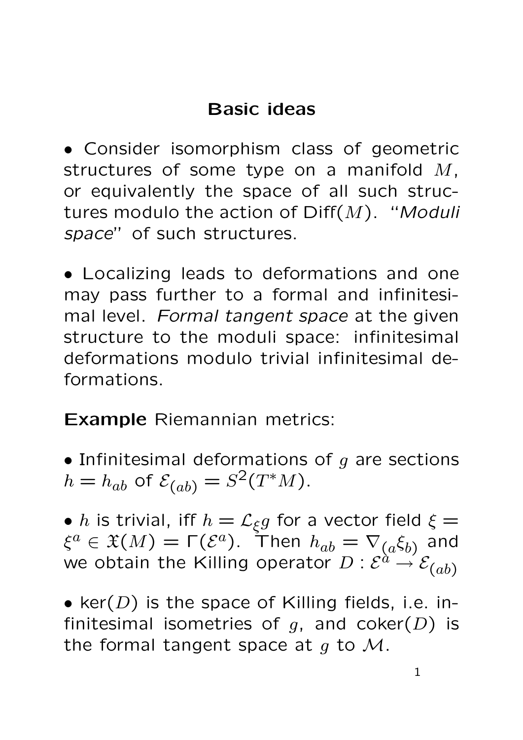# Basic ideas

• Consider isomorphism class of geometric structures of some type on a manifold $M$, or equivalently the space of all such structures modulo the action of $\mathrm{Diff}(M)$. "*Moduli space*" of such structures.

• Localizing leads to deformations and one may pass further to a formal and infinitesimal level. *Formal tangent space* at the given structure to the moduli space: infinitesimal deformations modulo trivial infinitesimal deformations.

**Example** Riemannian metrics:

• Infinitesimal deformations of $g$ are sections $h = h_{ab}$ of $\mathcal{E}_{(ab)} = S^2(T^*M)$.

• $h$ is trivial, iff $h = \mathcal{L}_\xi g$ for a vector field $\xi = \xi^a \in \mathfrak{X}(M) = \Gamma(\mathcal{E}^a)$. Then $h_{ab} = \nabla_{(a}\xi_{b)}$ and we obtain the Killing operator $D : \mathcal{E}^a \to \mathcal{E}_{(ab)}$

• $\ker(D)$ is the space of Killing fields, i.e. infinitesimal isometries of $g$, and $\mathrm{coker}(D)$ is the formal tangent space at $g$ to $\mathcal{M}$.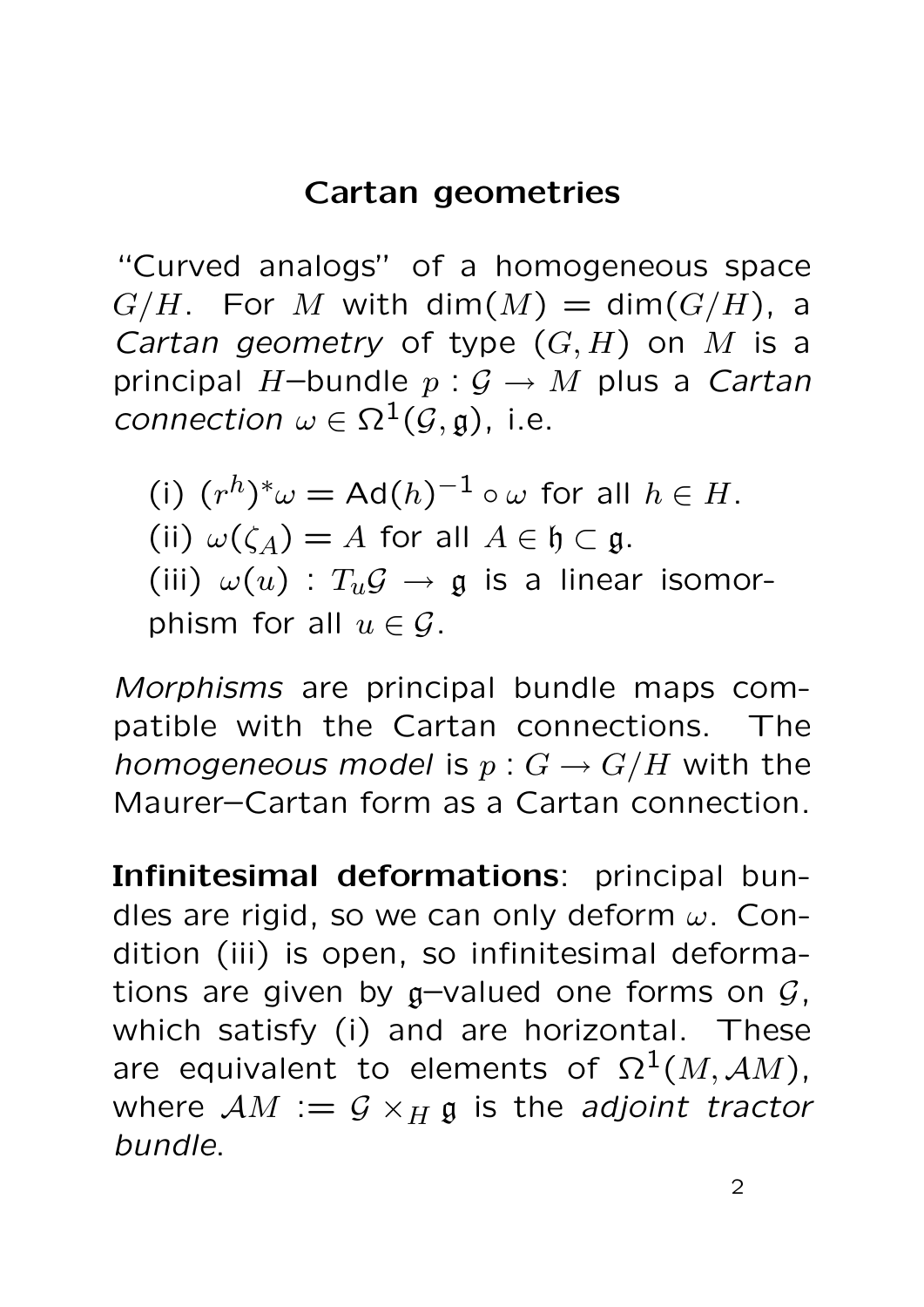# Cartan geometries

"Curved analogs" of a homogeneous space $G/H$. For $M$ with $\dim(M) = \dim(G/H)$, a *Cartan geometry* of type $(G, H)$ on $M$ is a principal $H$–bundle $p : \mathcal{G} \to M$ plus a *Cartan connection* $\omega \in \Omega^1(\mathcal{G}, \mathfrak{g})$, i.e.

(i) $(r^h)^*\omega = \mathrm{Ad}(h)^{-1} \circ \omega$ for all $h \in H$.
(ii) $\omega(\zeta_A) = A$ for all $A \in \mathfrak{h} \subset \mathfrak{g}$.
(iii) $\omega(u) : T_u\mathcal{G} \to \mathfrak{g}$ is a linear isomorphism for all $u \in \mathcal{G}$.

*Morphisms* are principal bundle maps compatible with the Cartan connections. The *homogeneous model* is $p : G \to G/H$ with the Maurer–Cartan form as a Cartan connection.

**Infinitesimal deformations**: principal bundles are rigid, so we can only deform $\omega$. Condition (iii) is open, so infinitesimal deformations are given by $\mathfrak{g}$–valued one forms on $\mathcal{G}$, which satisfy (i) and are horizontal. These are equivalent to elements of $\Omega^1(M, \mathcal{A}M)$, where $\mathcal{A}M := \mathcal{G} \times_H \mathfrak{g}$ is the *adjoint tractor bundle*.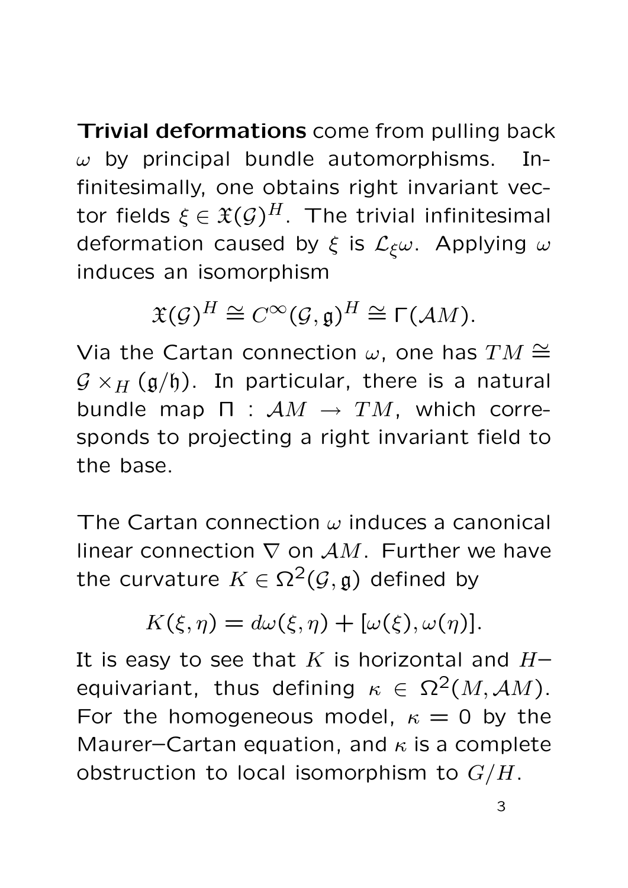**Trivial deformations** come from pulling back $\omega$ by principal bundle automorphisms. Infinitesimally, one obtains right invariant vector fields $\xi \in \mathfrak{X}(\mathcal{G})^H$. The trivial infinitesimal deformation caused by $\xi$ is $\mathcal{L}_\xi \omega$. Applying $\omega$ induces an isomorphism

$$\mathfrak{X}(\mathcal{G})^H \cong C^\infty(\mathcal{G}, \mathfrak{g})^H \cong \Gamma(\mathcal{A}M).$$

Via the Cartan connection $\omega$, one has $TM \cong \mathcal{G} \times_H (\mathfrak{g}/\mathfrak{h})$. In particular, there is a natural bundle map $\Pi : \mathcal{A}M \to TM$, which corresponds to projecting a right invariant field to the base.

The Cartan connection $\omega$ induces a canonical linear connection $\nabla$ on $\mathcal{A}M$. Further we have the curvature $K \in \Omega^2(\mathcal{G}, \mathfrak{g})$ defined by

$$K(\xi, \eta) = d\omega(\xi, \eta) + [\omega(\xi), \omega(\eta)].$$

It is easy to see that $K$ is horizontal and $H-$equivariant, thus defining $\kappa \in \Omega^2(M, \mathcal{A}M)$. For the homogeneous model, $\kappa = 0$ by the Maurer–Cartan equation, and $\kappa$ is a complete obstruction to local isomorphism to $G/H$.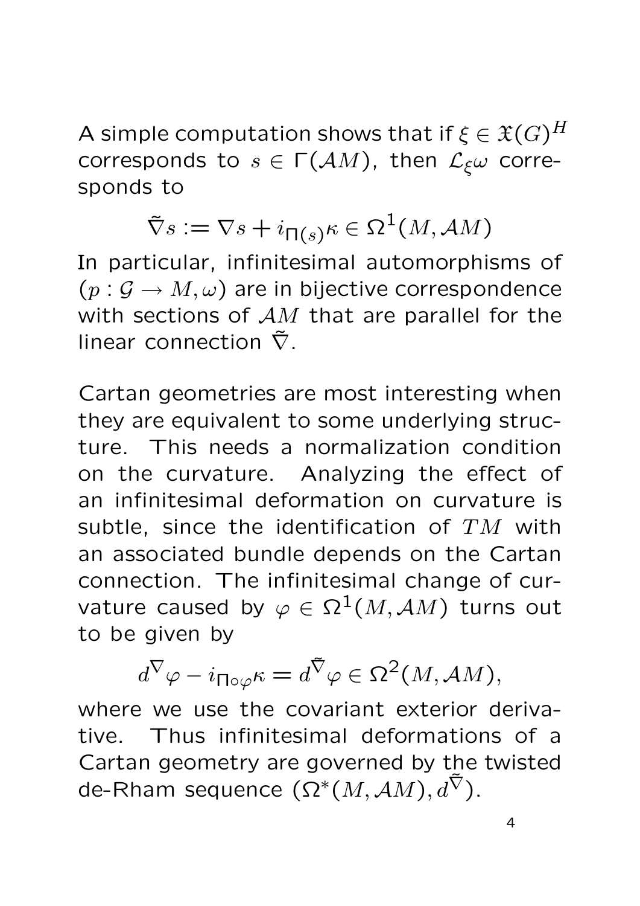A simple computation shows that if $\xi \in \mathfrak{X}(G)^H$ corresponds to $s \in \Gamma(\mathcal{A}M)$, then $\mathcal{L}_\xi \omega$ corresponds to

$$\tilde{\nabla} s := \nabla s + i_{\Pi(s)}\kappa \in \Omega^1(M, \mathcal{A}M)$$

In particular, infinitesimal automorphisms of $(p : \mathcal{G} \to M, \omega)$ are in bijective correspondence with sections of $\mathcal{A}M$ that are parallel for the linear connection $\tilde{\nabla}$.

Cartan geometries are most interesting when they are equivalent to some underlying structure. This needs a normalization condition on the curvature. Analyzing the effect of an infinitesimal deformation on curvature is subtle, since the identification of $TM$ with an associated bundle depends on the Cartan connection. The infinitesimal change of curvature caused by $\varphi \in \Omega^1(M, \mathcal{A}M)$ turns out to be given by

$$d^{\nabla}\varphi - i_{\Pi \circ \varphi}\kappa = d^{\tilde{\nabla}}\varphi \in \Omega^2(M, \mathcal{A}M),$$

where we use the covariant exterior derivative. Thus infinitesimal deformations of a Cartan geometry are governed by the twisted de-Rham sequence $(\Omega^*(M, \mathcal{A}M), d^{\tilde{\nabla}})$.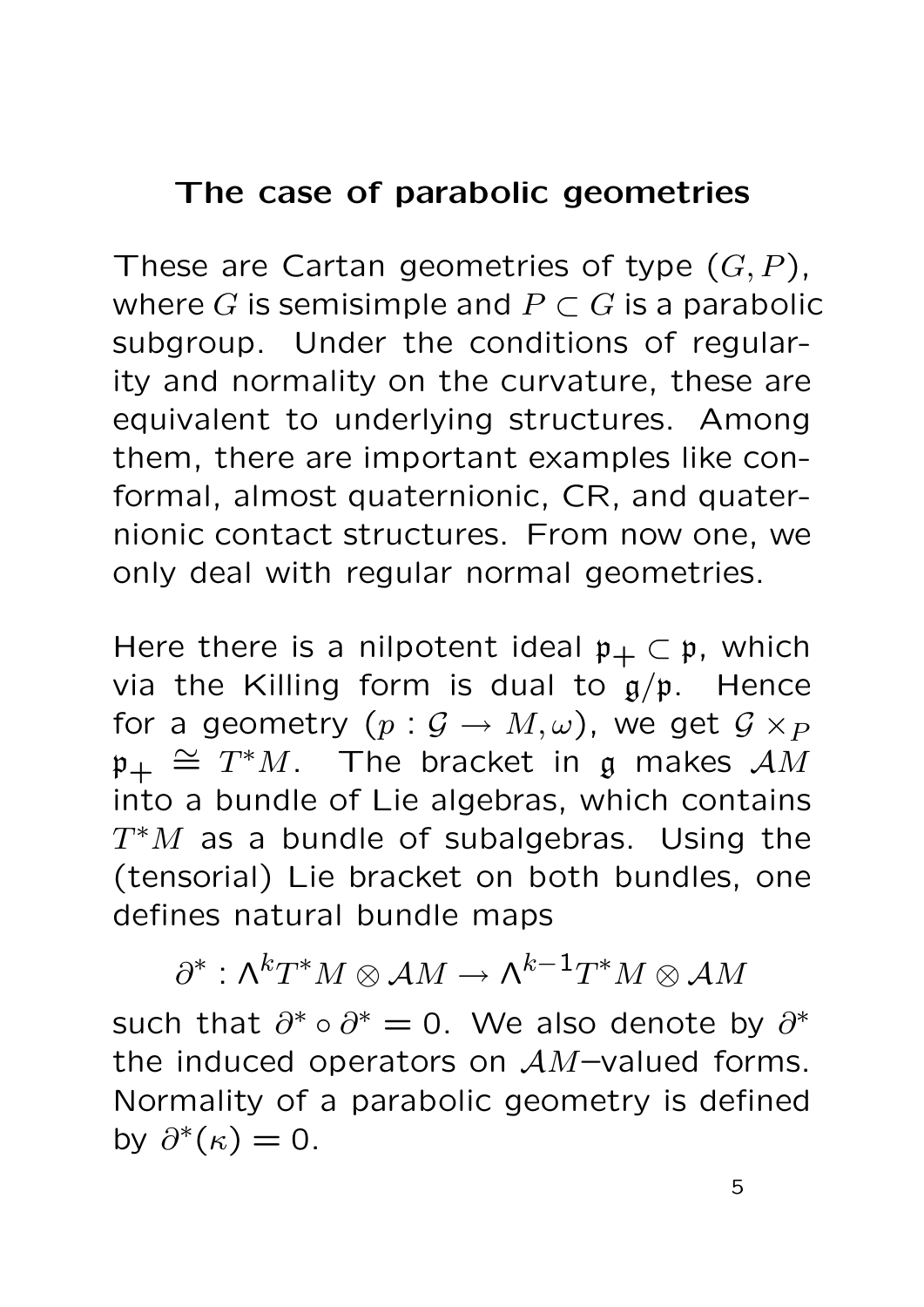## The case of parabolic geometries

These are Cartan geometries of type $(G, P)$, where $G$ is semisimple and $P \subset G$ is a parabolic subgroup. Under the conditions of regularity and normality on the curvature, these are equivalent to underlying structures. Among them, there are important examples like conformal, almost quaternionic, CR, and quaternionic contact structures. From now one, we only deal with regular normal geometries.

Here there is a nilpotent ideal $\mathfrak{p}_+ \subset \mathfrak{p}$, which via the Killing form is dual to $\mathfrak{g}/\mathfrak{p}$. Hence for a geometry $(p : \mathcal{G} \to M, \omega)$, we get $\mathcal{G} \times_P \mathfrak{p}_+ \cong T^*M$. The bracket in $\mathfrak{g}$ makes $\mathcal{A}M$ into a bundle of Lie algebras, which contains $T^*M$ as a bundle of subalgebras. Using the (tensorial) Lie bracket on both bundles, one defines natural bundle maps

$$\partial^* : \Lambda^k T^*M \otimes \mathcal{A}M \to \Lambda^{k-1} T^*M \otimes \mathcal{A}M$$

such that $\partial^* \circ \partial^* = 0$. We also denote by $\partial^*$ the induced operators on $\mathcal{A}M$–valued forms. Normality of a parabolic geometry is defined by $\partial^*(\kappa) = 0$.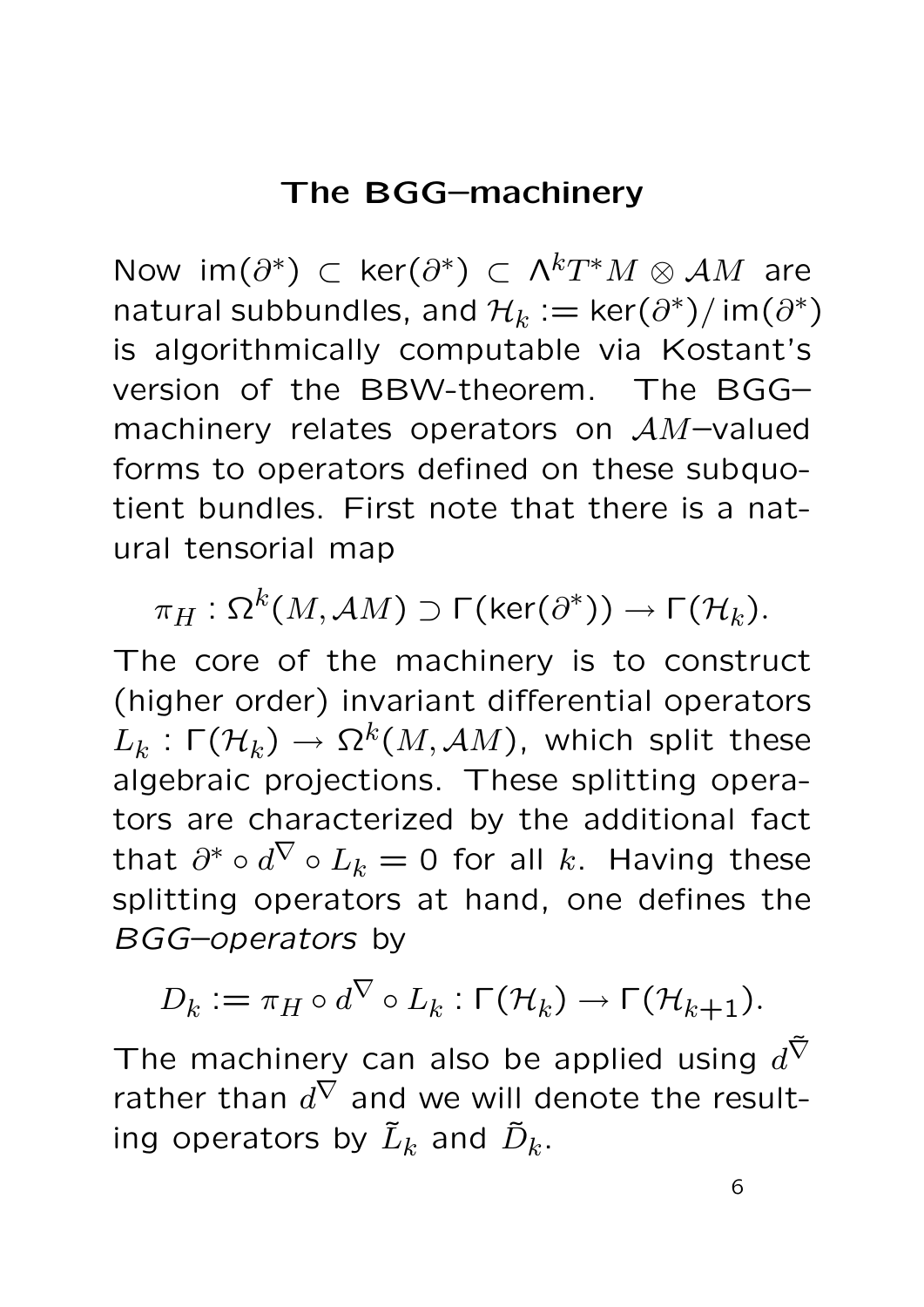# The BGG–machinery

Now $\operatorname{im}(\partial^*) \subset \ker(\partial^*) \subset \Lambda^k T^*M \otimes \mathcal{A}M$ are natural subbundles, and $\mathcal{H}_k := \ker(\partial^*)/\operatorname{im}(\partial^*)$ is algorithmically computable via Kostant's version of the BBW-theorem. The BGG–machinery relates operators on $\mathcal{A}M$–valued forms to operators defined on these subquotient bundles. First note that there is a natural tensorial map

$$\pi_H : \Omega^k(M, \mathcal{A}M) \supset \Gamma(\ker(\partial^*)) \to \Gamma(\mathcal{H}_k).$$

The core of the machinery is to construct (higher order) invariant differential operators $L_k : \Gamma(\mathcal{H}_k) \to \Omega^k(M, \mathcal{A}M)$, which split these algebraic projections. These splitting operators are characterized by the additional fact that $\partial^* \circ d^\nabla \circ L_k = 0$ for all $k$. Having these splitting operators at hand, one defines the *BGG–operators* by

$$D_k := \pi_H \circ d^\nabla \circ L_k : \Gamma(\mathcal{H}_k) \to \Gamma(\mathcal{H}_{k+1}).$$

The machinery can also be applied using $d^{\tilde{\nabla}}$ rather than $d^\nabla$ and we will denote the resulting operators by $\tilde{L}_k$ and $\tilde{D}_k$.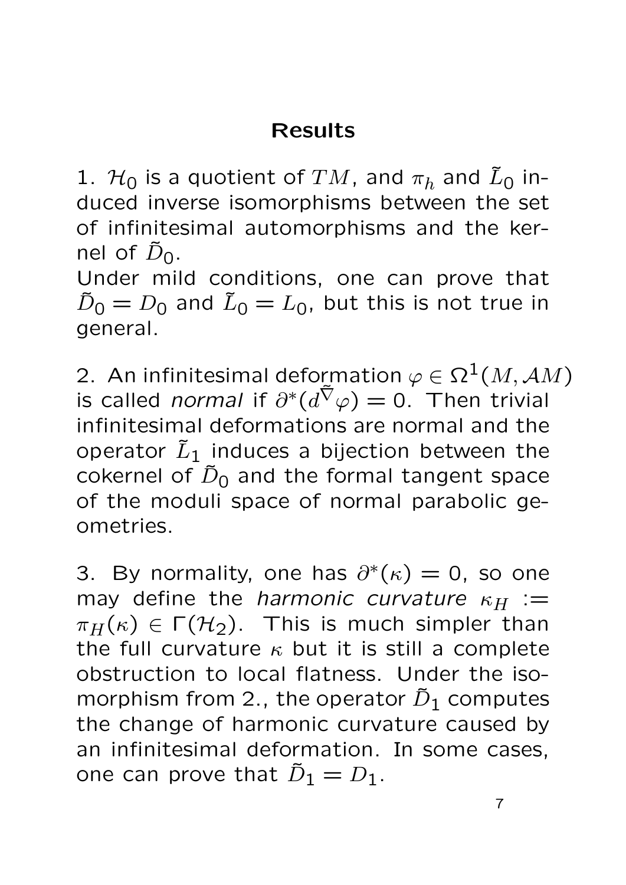## Results

1. $\mathcal{H}_0$ is a quotient of $TM$, and $\pi_h$ and $\tilde{L}_0$ induced inverse isomorphisms between the set of infinitesimal automorphisms and the kernel of $\tilde{D}_0$.
Under mild conditions, one can prove that $\tilde{D}_0 = D_0$ and $\tilde{L}_0 = L_0$, but this is not true in general.

2. An infinitesimal deformation $\varphi \in \Omega^1(M, \mathcal{A}M)$ is called *normal* if $\partial^*(d^{\tilde{\nabla}}\varphi) = 0$. Then trivial infinitesimal deformations are normal and the operator $\tilde{L}_1$ induces a bijection between the cokernel of $\tilde{D}_0$ and the formal tangent space of the moduli space of normal parabolic geometries.

3. By normality, one has $\partial^*(\kappa) = 0$, so one may define the *harmonic curvature* $\kappa_H := \pi_H(\kappa) \in \Gamma(\mathcal{H}_2)$. This is much simpler than the full curvature $\kappa$ but it is still a complete obstruction to local flatness. Under the isomorphism from 2., the operator $\tilde{D}_1$ computes the change of harmonic curvature caused by an infinitesimal deformation. In some cases, one can prove that $\tilde{D}_1 = D_1$.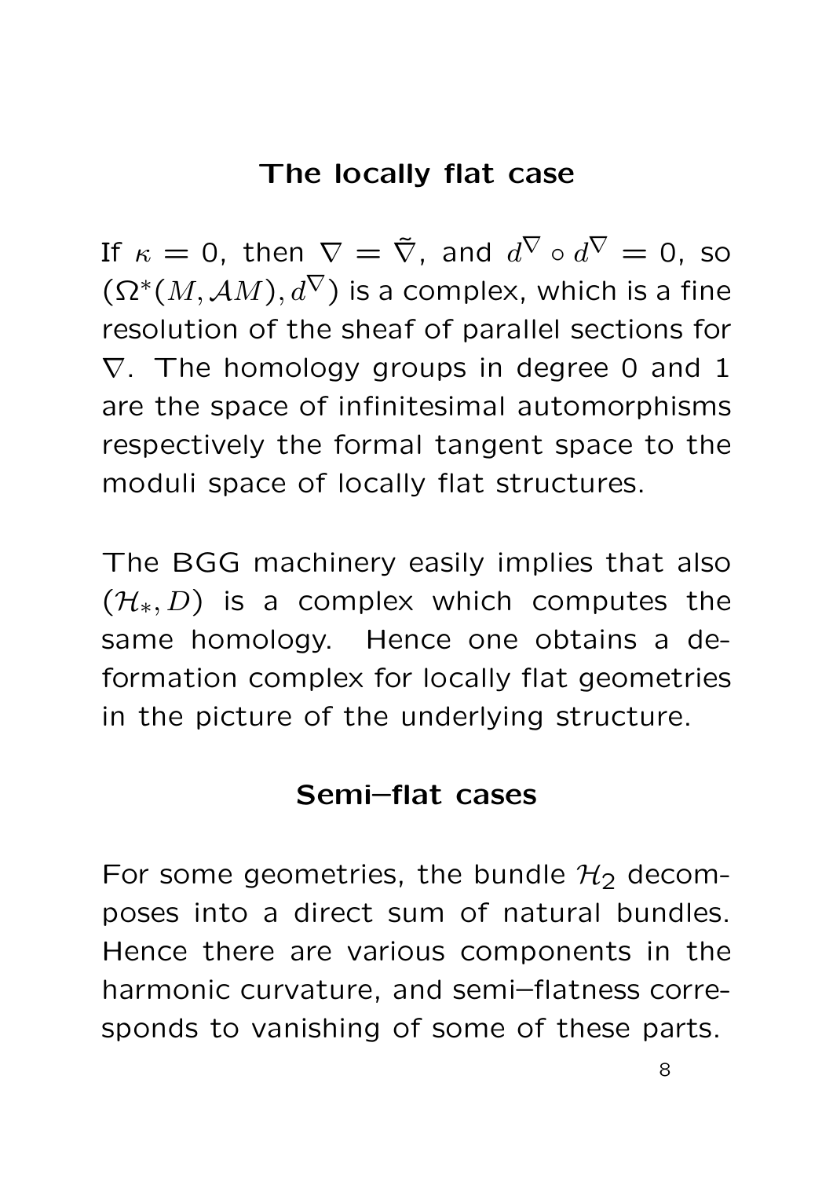## The locally flat case

If $\kappa = 0$, then $\nabla = \tilde{\nabla}$, and $d^{\nabla} \circ d^{\nabla} = 0$, so $(\Omega^*(M, \mathcal{A}M), d^{\nabla})$ is a complex, which is a fine resolution of the sheaf of parallel sections for $\nabla$. The homology groups in degree 0 and 1 are the space of infinitesimal automorphisms respectively the formal tangent space to the moduli space of locally flat structures.

The BGG machinery easily implies that also $(\mathcal{H}_*, D)$ is a complex which computes the same homology. Hence one obtains a deformation complex for locally flat geometries in the picture of the underlying structure.

## Semi–flat cases

For some geometries, the bundle $\mathcal{H}_2$ decomposes into a direct sum of natural bundles. Hence there are various components in the harmonic curvature, and semi–flatness corresponds to vanishing of some of these parts.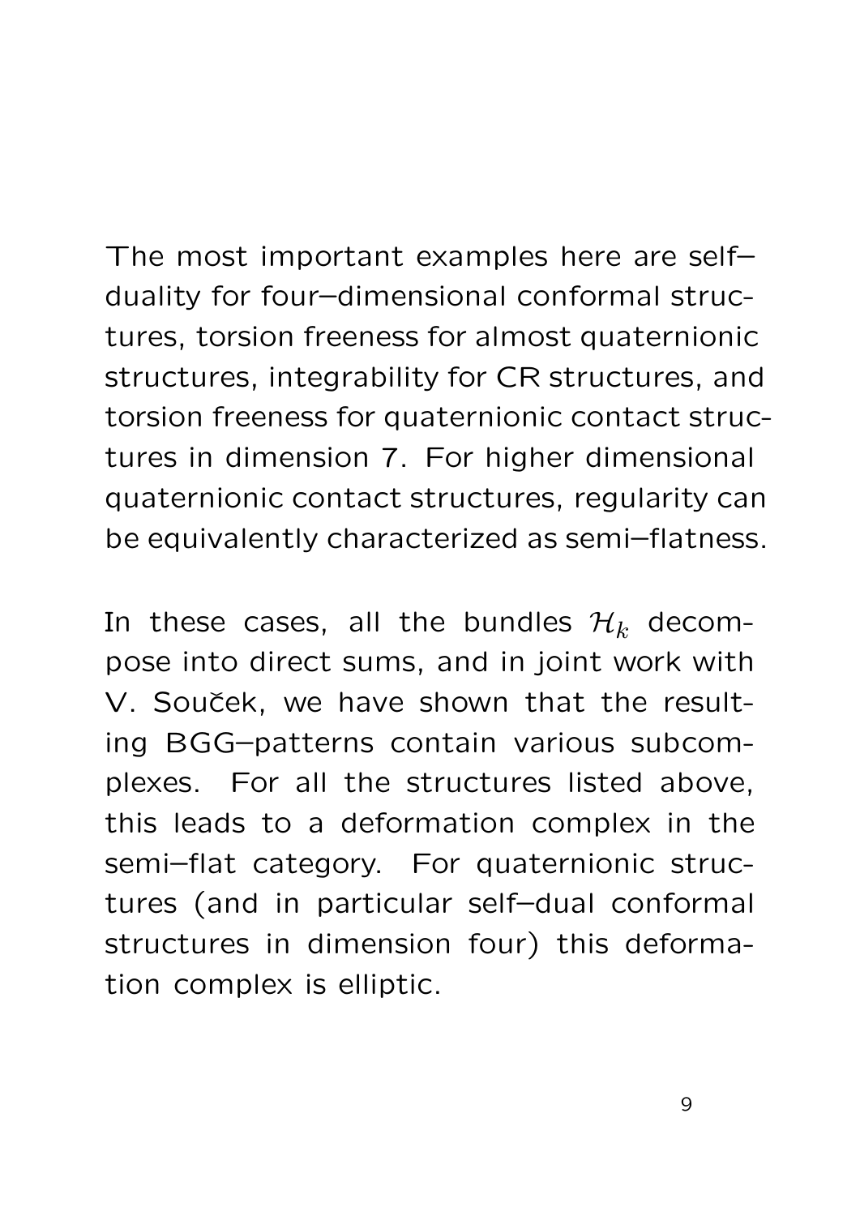The most important examples here are self–duality for four–dimensional conformal structures, torsion freeness for almost quaternionic structures, integrability for CR structures, and torsion freeness for quaternionic contact structures in dimension 7. For higher dimensional quaternionic contact structures, regularity can be equivalently characterized as semi–flatness.

In these cases, all the bundles $\mathcal{H}_k$ decompose into direct sums, and in joint work with V. Souček, we have shown that the resulting BGG–patterns contain various subcomplexes. For all the structures listed above, this leads to a deformation complex in the semi–flat category. For quaternionic structures (and in particular self–dual conformal structures in dimension four) this deformation complex is elliptic.